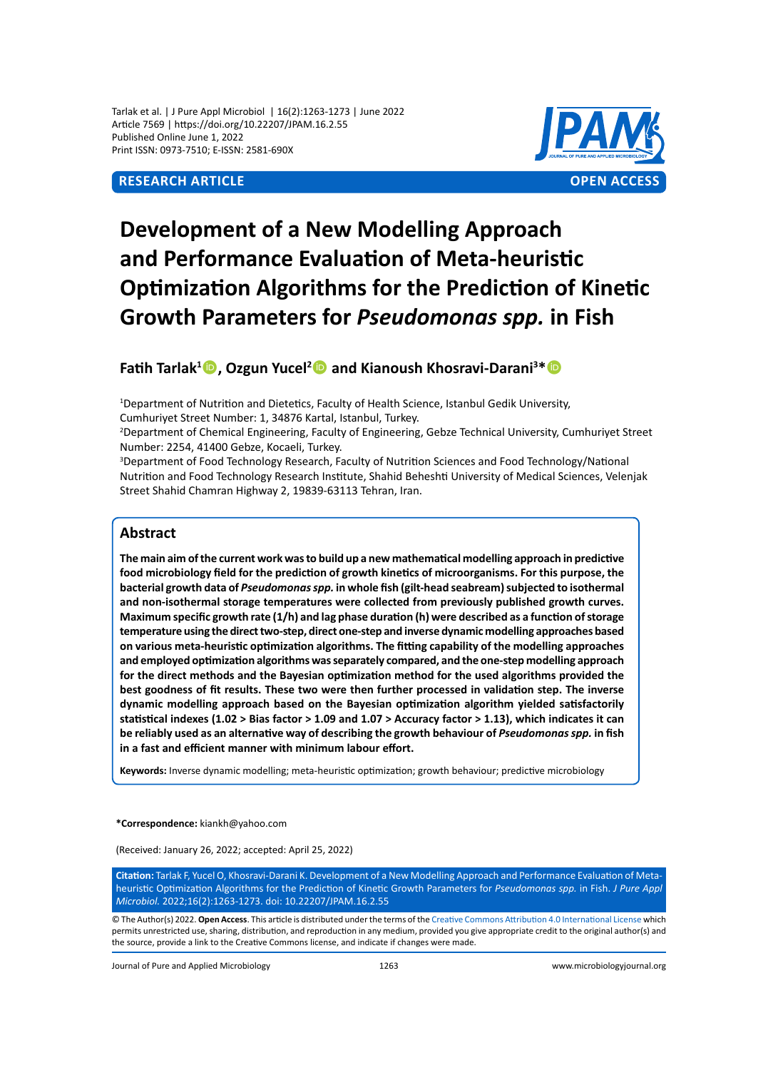Tarlak et al. | J Pure Appl Microbiol | 16(2):1263-1273 | June 2022
Article 7569 | https://doi.org/10.22207/JPAM.16.2.55
Published Online June 1, 2022
Print ISSN: 0973-7510; E-ISSN: 2581-690X

**RESEARCH ARTICLE** **OPEN ACCESS**

# Development of a New Modelling Approach and Performance Evaluation of Meta-heuristic Optimization Algorithms for the Prediction of Kinetic Growth Parameters for *Pseudomonas spp.* in Fish

**Fatih Tarlak[1], Ozgun Yucel[2] and Kianoush Khosravi-Darani[3]***

[1]Department of Nutrition and Dietetics, Faculty of Health Science, Istanbul Gedik University, Cumhuriyet Street Number: 1, 34876 Kartal, Istanbul, Turkey.
[2]Department of Chemical Engineering, Faculty of Engineering, Gebze Technical University, Cumhuriyet Street Number: 2254, 41400 Gebze, Kocaeli, Turkey.
[3]Department of Food Technology Research, Faculty of Nutrition Sciences and Food Technology/National Nutrition and Food Technology Research Institute, Shahid Beheshti University of Medical Sciences, Velenjak Street Shahid Chamran Highway 2, 19839-63113 Tehran, Iran.

## Abstract

**The main aim of the current work was to build up a new mathematical modelling approach in predictive food microbiology field for the prediction of growth kinetics of microorganisms. For this purpose, the bacterial growth data of *Pseudomonas spp.* in whole fish (gilt-head seabream) subjected to isothermal and non-isothermal storage temperatures were collected from previously published growth curves. Maximum specific growth rate (1/h) and lag phase duration (h) were described as a function of storage temperature using the direct two-step, direct one-step and inverse dynamic modelling approaches based on various meta-heuristic optimization algorithms. The fitting capability of the modelling approaches and employed optimization algorithms was separately compared, and the one-step modelling approach for the direct methods and the Bayesian optimization method for the used algorithms provided the best goodness of fit results. These two were then further processed in validation step. The inverse dynamic modelling approach based on the Bayesian optimization algorithm yielded satisfactorily statistical indexes (1.02 > Bias factor > 1.09 and 1.07 > Accuracy factor > 1.13), which indicates it can be reliably used as an alternative way of describing the growth behaviour of *Pseudomonas spp.* in fish in a fast and efficient manner with minimum labour effort.**

**Keywords:** Inverse dynamic modelling; meta-heuristic optimization; growth behaviour; predictive microbiology

***Correspondence:** kiankh@yahoo.com

(Received: January 26, 2022; accepted: April 25, 2022)

**Citation:** Tarlak F, Yucel O, Khosravi-Darani K. Development of a New Modelling Approach and Performance Evaluation of Meta-heuristic Optimization Algorithms for the Prediction of Kinetic Growth Parameters for *Pseudomonas spp.* in Fish. *J Pure Appl Microbiol.* 2022;16(2):1263-1273. doi: 10.22207/JPAM.16.2.55

© The Author(s) 2022. **Open Access**. This article is distributed under the terms of the Creative Commons Attribution 4.0 International License which permits unrestricted use, sharing, distribution, and reproduction in any medium, provided you give appropriate credit to the original author(s) and the source, provide a link to the Creative Commons license, and indicate if changes were made.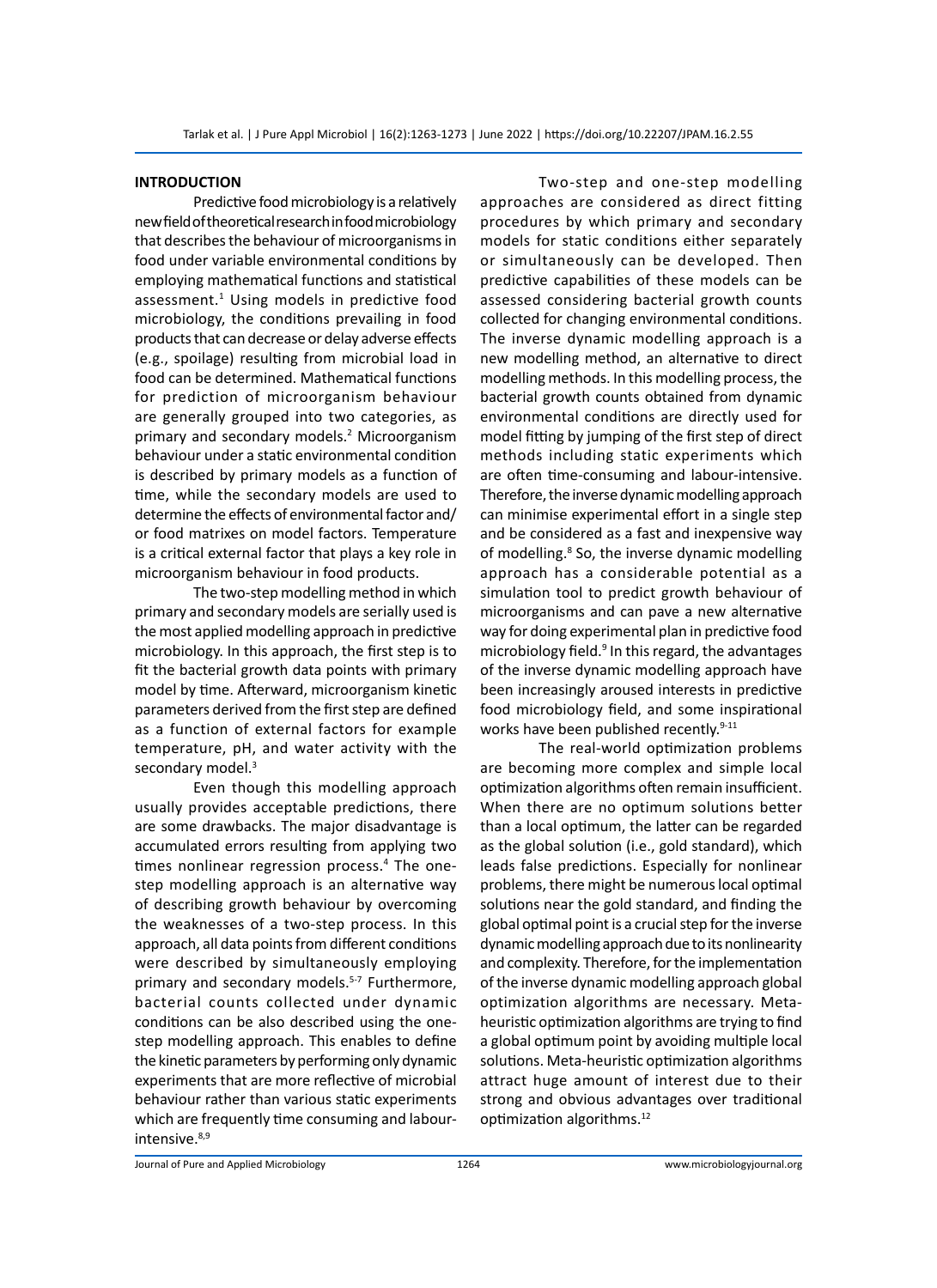## INTRODUCTION

Predictive food microbiology is a relatively new field of theoretical research in food microbiology that describes the behaviour of microorganisms in food under variable environmental conditions by employing mathematical functions and statistical assessment.[1] Using models in predictive food microbiology, the conditions prevailing in food products that can decrease or delay adverse effects (e.g., spoilage) resulting from microbial load in food can be determined. Mathematical functions for prediction of microorganism behaviour are generally grouped into two categories, as primary and secondary models.[2] Microorganism behaviour under a static environmental condition is described by primary models as a function of time, while the secondary models are used to determine the effects of environmental factor and/or food matrixes on model factors. Temperature is a critical external factor that plays a key role in microorganism behaviour in food products.

The two-step modelling method in which primary and secondary models are serially used is the most applied modelling approach in predictive microbiology. In this approach, the first step is to fit the bacterial growth data points with primary model by time. Afterward, microorganism kinetic parameters derived from the first step are defined as a function of external factors for example temperature, pH, and water activity with the secondary model.[3]

Even though this modelling approach usually provides acceptable predictions, there are some drawbacks. The major disadvantage is accumulated errors resulting from applying two times nonlinear regression process.[4] The one-step modelling approach is an alternative way of describing growth behaviour by overcoming the weaknesses of a two-step process. In this approach, all data points from different conditions were described by simultaneously employing primary and secondary models.[5-7] Furthermore, bacterial counts collected under dynamic conditions can be also described using the one-step modelling approach. This enables to define the kinetic parameters by performing only dynamic experiments that are more reflective of microbial behaviour rather than various static experiments which are frequently time consuming and labour-intensive.[8,9]

Two-step and one-step modelling approaches are considered as direct fitting procedures by which primary and secondary models for static conditions either separately or simultaneously can be developed. Then predictive capabilities of these models can be assessed considering bacterial growth counts collected for changing environmental conditions. The inverse dynamic modelling approach is a new modelling method, an alternative to direct modelling methods. In this modelling process, the bacterial growth counts obtained from dynamic environmental conditions are directly used for model fitting by jumping of the first step of direct methods including static experiments which are often time-consuming and labour-intensive. Therefore, the inverse dynamic modelling approach can minimise experimental effort in a single step and be considered as a fast and inexpensive way of modelling.[8] So, the inverse dynamic modelling approach has a considerable potential as a simulation tool to predict growth behaviour of microorganisms and can pave a new alternative way for doing experimental plan in predictive food microbiology field.[9] In this regard, the advantages of the inverse dynamic modelling approach have been increasingly aroused interests in predictive food microbiology field, and some inspirational works have been published recently.[9-11]

The real-world optimization problems are becoming more complex and simple local optimization algorithms often remain insufficient. When there are no optimum solutions better than a local optimum, the latter can be regarded as the global solution (i.e., gold standard), which leads false predictions. Especially for nonlinear problems, there might be numerous local optimal solutions near the gold standard, and finding the global optimal point is a crucial step for the inverse dynamic modelling approach due to its nonlinearity and complexity. Therefore, for the implementation of the inverse dynamic modelling approach global optimization algorithms are necessary. Meta-heuristic optimization algorithms are trying to find a global optimum point by avoiding multiple local solutions. Meta-heuristic optimization algorithms attract huge amount of interest due to their strong and obvious advantages over traditional optimization algorithms.[12]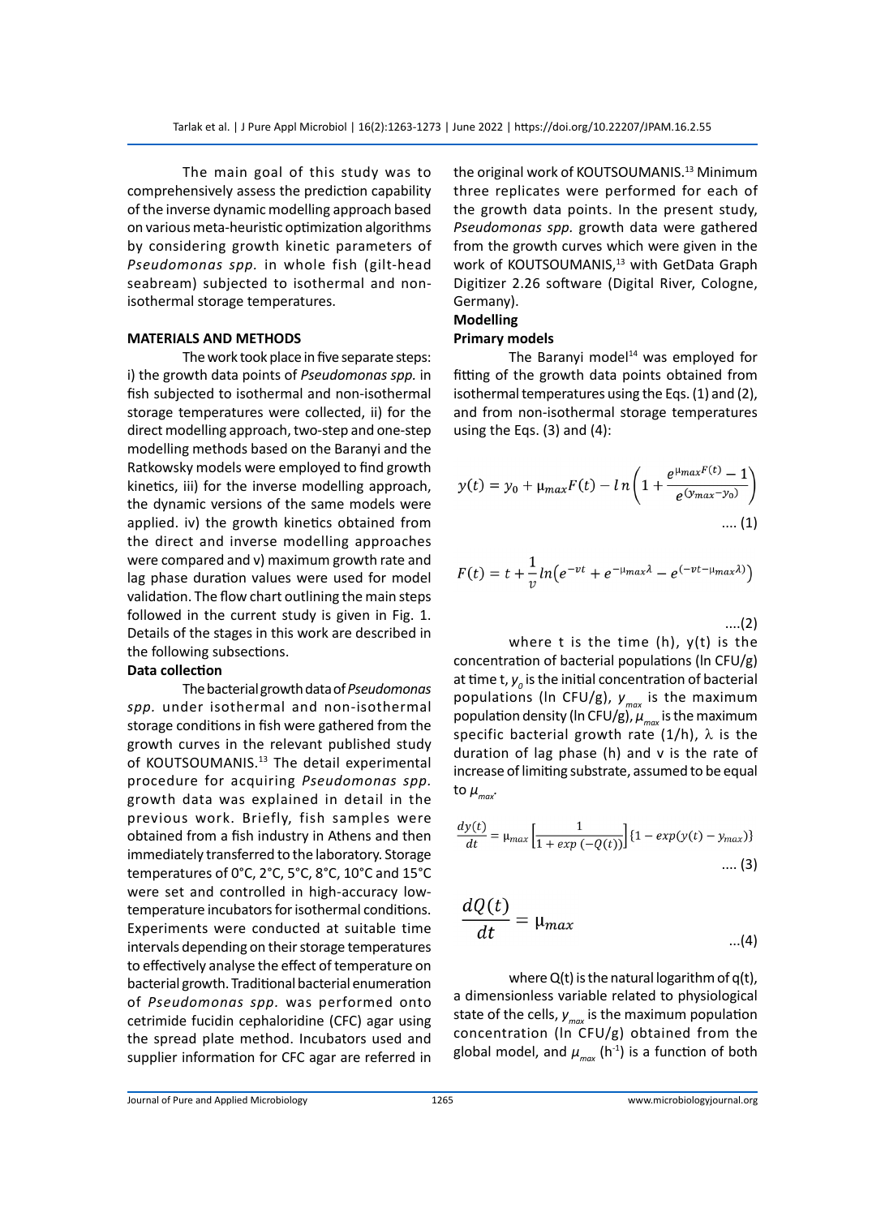The main goal of this study was to comprehensively assess the prediction capability of the inverse dynamic modelling approach based on various meta-heuristic optimization algorithms by considering growth kinetic parameters of *Pseudomonas spp.* in whole fish (gilt-head seabream) subjected to isothermal and non-isothermal storage temperatures.

## MATERIALS AND METHODS

The work took place in five separate steps: i) the growth data points of *Pseudomonas spp.* in fish subjected to isothermal and non-isothermal storage temperatures were collected, ii) for the direct modelling approach, two-step and one-step modelling methods based on the Baranyi and the Ratkowsky models were employed to find growth kinetics, iii) for the inverse modelling approach, the dynamic versions of the same models were applied. iv) the growth kinetics obtained from the direct and inverse modelling approaches were compared and v) maximum growth rate and lag phase duration values were used for model validation. The flow chart outlining the main steps followed in the current study is given in Fig. 1. Details of the stages in this work are described in the following subsections.

### Data collection

The bacterial growth data of *Pseudomonas spp.* under isothermal and non-isothermal storage conditions in fish were gathered from the growth curves in the relevant published study of KOUTSOUMANIS.[13] The detail experimental procedure for acquiring *Pseudomonas spp.* growth data was explained in detail in the previous work. Briefly, fish samples were obtained from a fish industry in Athens and then immediately transferred to the laboratory. Storage temperatures of 0°C, 2°C, 5°C, 8°C, 10°C and 15°C were set and controlled in high-accuracy low-temperature incubators for isothermal conditions. Experiments were conducted at suitable time intervals depending on their storage temperatures to effectively analyse the effect of temperature on bacterial growth. Traditional bacterial enumeration of *Pseudomonas spp.* was performed onto cetrimide fucidin cephaloridine (CFC) agar using the spread plate method. Incubators used and supplier information for CFC agar are referred in the original work of KOUTSOUMANIS.[13] Minimum three replicates were performed for each of the growth data points. In the present study, *Pseudomonas spp.* growth data were gathered from the growth curves which were given in the work of KOUTSOUMANIS,[13] with GetData Graph Digitizer 2.26 software (Digital River, Cologne, Germany).

### Modelling

### Primary models

The Baranyi model[14] was employed for fitting of the growth data points obtained from isothermal temperatures using the Eqs. (1) and (2), and from non-isothermal storage temperatures using the Eqs. (3) and (4):

$$y(t) = y_0 + \mu_{max}F(t) - ln\left(1 + \frac{e^{\mu_{max}F(t)} - 1}{e^{(y_{max}-y_0)}}\right) \quad .... (1)$$

$$F(t) = t + \frac{1}{v}ln\left(e^{-vt} + e^{-\mu_{max}\lambda} - e^{(-vt-\mu_{max}\lambda)}\right) \quad ....(2)$$

where t is the time (h), y(t) is the concentration of bacterial populations (ln CFU/g) at time t, $y_0$ is the initial concentration of bacterial populations (ln CFU/g), $y_{max}$ is the maximum population density (ln CFU/g), $\mu_{max}$ is the maximum specific bacterial growth rate (1/h), $\lambda$ is the duration of lag phase (h) and v is the rate of increase of limiting substrate, assumed to be equal to $\mu_{max}$.

$$\frac{dy(t)}{dt} = \mu_{max}\left[\frac{1}{1 + exp\,(-Q(t))}\right]\{1 - exp(y(t) - y_{max})\} \quad .... (3)$$

$$\frac{dQ(t)}{dt} = \mu_{max} \quad ...(4)$$

where Q(t) is the natural logarithm of q(t), a dimensionless variable related to physiological state of the cells, $y_{max}$ is the maximum population concentration (ln CFU/g) obtained from the global model, and $\mu_{max}$ ($h^{-1}$) is a function of both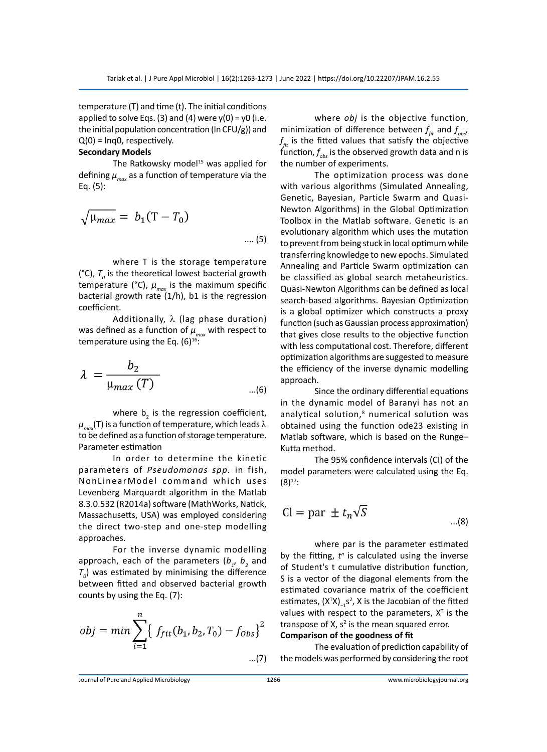temperature (T) and time (t). The initial conditions applied to solve Eqs. (3) and (4) were y(0) = y0 (i.e. the initial population concentration (ln CFU/g)) and Q(0) = lnq0, respectively.

**Secondary Models**

The Ratkowsky model[15] was applied for defining $\mu_{max}$ as a function of temperature via the Eq. (5):

$$\sqrt{\mu_{max}} = b_1(T - T_0) \quad \text{.... (5)}$$

where T is the storage temperature (°C), $T_0$ is the theoretical lowest bacterial growth temperature (°C), $\mu_{max}$ is the maximum specific bacterial growth rate (1/h), b1 is the regression coefficient.

Additionally, λ (lag phase duration) was defined as a function of $\mu_{max}$ with respect to temperature using the Eq. (6)[16]:

$$\lambda = \frac{b_2}{\mu_{max}(T)} \quad \text{...(6)}$$

where $b_2$ is the regression coefficient, $\mu_{max}$(T) is a function of temperature, which leads λ to be defined as a function of storage temperature.

Parameter estimation

In order to determine the kinetic parameters of *Pseudomonas spp.* in fish, NonLinearModel command which uses Levenberg Marquardt algorithm in the Matlab 8.3.0.532 (R2014a) software (MathWorks, Natick, Massachusetts, USA) was employed considering the direct two-step and one-step modelling approaches.

For the inverse dynamic modelling approach, each of the parameters ($b_1$, $b_2$ and $T_0$) was estimated by minimising the difference between fitted and observed bacterial growth counts by using the Eq. (7):

$$obj = min \sum_{i=1}^{n} \{ f_{fit}(b_1, b_2, T_0) - f_{Obs} \}^2 \quad \text{...(7)}$$

where *obj* is the objective function, minimization of difference between $f_{fit}$ and $f_{obs}$, $f_{fit}$ is the fitted values that satisfy the objective function, $f_{obs}$ is the observed growth data and n is the number of experiments.

The optimization process was done with various algorithms (Simulated Annealing, Genetic, Bayesian, Particle Swarm and Quasi-Newton Algorithms) in the Global Optimization Toolbox in the Matlab software. Genetic is an evolutionary algorithm which uses the mutation to prevent from being stuck in local optimum while transferring knowledge to new epochs. Simulated Annealing and Particle Swarm optimization can be classified as global search metaheuristics. Quasi-Newton Algorithms can be defined as local search-based algorithms. Bayesian Optimization is a global optimizer which constructs a proxy function (such as Gaussian process approximation) that gives close results to the objective function with less computational cost. Therefore, different optimization algorithms are suggested to measure the efficiency of the inverse dynamic modelling approach.

Since the ordinary differential equations in the dynamic model of Baranyi has not an analytical solution,[8] numerical solution was obtained using the function ode23 existing in Matlab software, which is based on the Runge–Kutta method.

The 95% confidence intervals (CI) of the model parameters were calculated using the Eq. (8)[17]:

$$\text{Cl} = \text{par} \pm t_n\sqrt{S} \quad \text{...(8)}$$

where par is the parameter estimated by the fitting, $t^n$ is calculated using the inverse of Student's t cumulative distribution function, S is a vector of the diagonal elements from the estimated covariance matrix of the coefficient estimates, $(X^TX)_{-1}s^2$, X is the Jacobian of the fitted values with respect to the parameters, $X^T$ is the transpose of X, $s^2$ is the mean squared error.

**Comparison of the goodness of fit**

The evaluation of prediction capability of the models was performed by considering the root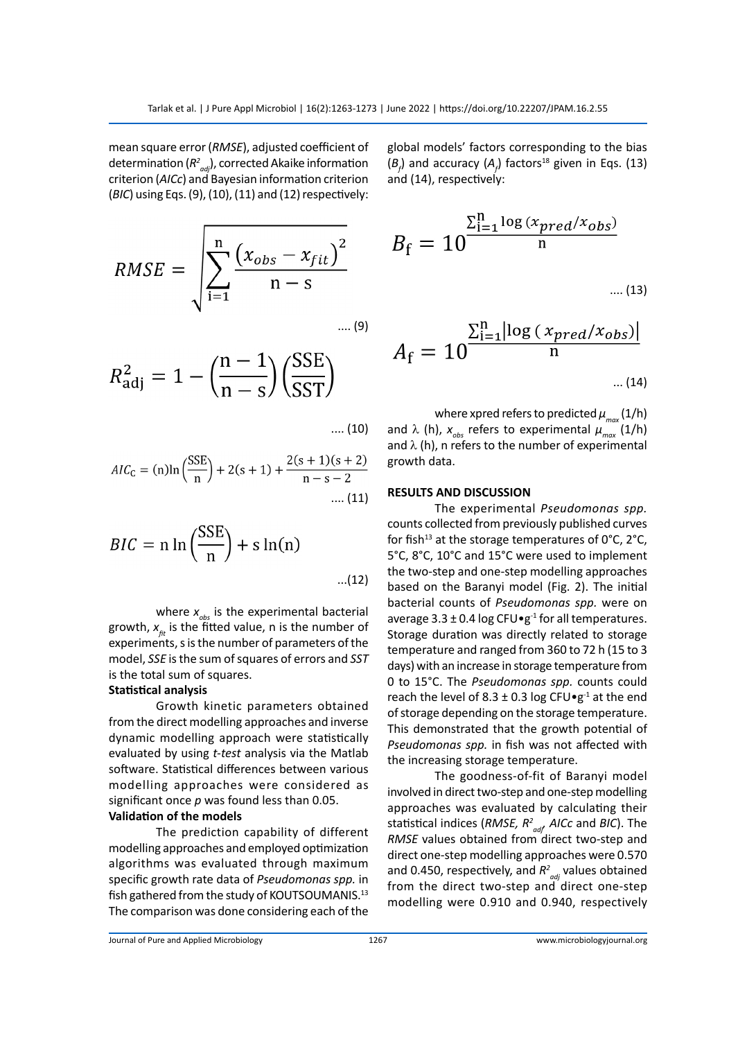mean square error (*RMSE*), adjusted coefficient of determination ($R^2_{adj}$), corrected Akaike information criterion (*AICc*) and Bayesian information criterion (*BIC*) using Eqs. (9), (10), (11) and (12) respectively:

$$RMSE = \sqrt{\sum_{i=1}^{n} \frac{\left(x_{obs} - x_{fit}\right)^2}{n - s}} \quad .... (9)$$

$$R^2_{adj} = 1 - \left(\frac{n-1}{n-s}\right)\left(\frac{SSE}{SST}\right) \quad .... (10)$$

$$AIC_C = (n)\ln\left(\frac{SSE}{n}\right) + 2(s+1) + \frac{2(s+1)(s+2)}{n-s-2} \quad .... (11)$$

$$BIC = n\ln\left(\frac{SSE}{n}\right) + s\ln(n) \quad ...(12)$$

where $x_{obs}$ is the experimental bacterial growth, $x_{fit}$ is the fitted value, n is the number of experiments, s is the number of parameters of the model, *SSE* is the sum of squares of errors and *SST* is the total sum of squares.

### Statistical analysis

Growth kinetic parameters obtained from the direct modelling approaches and inverse dynamic modelling approach were statistically evaluated by using *t-test* analysis via the Matlab software. Statistical differences between various modelling approaches were considered as significant once *p* was found less than 0.05.

### Validation of the models

The prediction capability of different modelling approaches and employed optimization algorithms was evaluated through maximum specific growth rate data of *Pseudomonas spp.* in fish gathered from the study of KOUTSOUMANIS.[13] The comparison was done considering each of the global models' factors corresponding to the bias ($B_f$) and accuracy ($A_f$) factors[18] given in Eqs. (13) and (14), respectively:

$$B_f = 10^{\frac{\sum_{i=1}^{n} \log\left(x_{pred}/x_{obs}\right)}{n}} \quad .... (13)$$

$$A_f = 10^{\frac{\sum_{i=1}^{n} \left|\log\left(x_{pred}/x_{obs}\right)\right|}{n}} \quad ... (14)$$

where xpred refers to predicted $\mu_{max}$ (1/h) and λ (h), $x_{obs}$ refers to experimental $\mu_{max}$ (1/h) and λ (h), n refers to the number of experimental growth data.

## RESULTS AND DISCUSSION

The experimental *Pseudomonas spp.* counts collected from previously published curves for fish[13] at the storage temperatures of 0°C, 2°C, 5°C, 8°C, 10°C and 15°C were used to implement the two-step and one-step modelling approaches based on the Baranyi model (Fig. 2). The initial bacterial counts of *Pseudomonas spp.* were on average 3.3 ± 0.4 log CFU•g$^{-1}$ for all temperatures. Storage duration was directly related to storage temperature and ranged from 360 to 72 h (15 to 3 days) with an increase in storage temperature from 0 to 15°C. The *Pseudomonas spp.* counts could reach the level of 8.3 ± 0.3 log CFU•g$^{-1}$ at the end of storage depending on the storage temperature. This demonstrated that the growth potential of *Pseudomonas spp.* in fish was not affected with the increasing storage temperature.

The goodness-of-fit of Baranyi model involved in direct two-step and one-step modelling approaches was evaluated by calculating their statistical indices (*RMSE*, $R^2_{adj}$, *AICc* and *BIC*). The *RMSE* values obtained from direct two-step and direct one-step modelling approaches were 0.570 and 0.450, respectively, and $R^2_{adj}$ values obtained from the direct two-step and direct one-step modelling were 0.910 and 0.940, respectively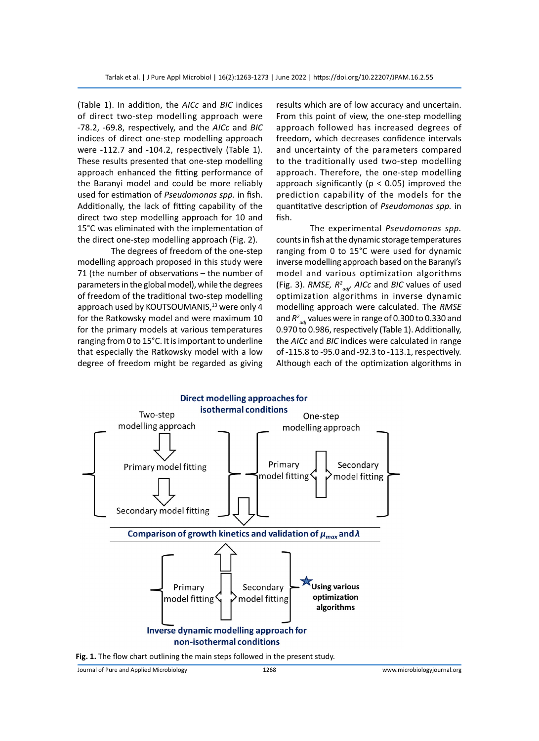(Table 1). In addition, the *AICc* and *BIC* indices of direct two-step modelling approach were -78.2, -69.8, respectively, and the *AICc* and *BIC* indices of direct one-step modelling approach were -112.7 and -104.2, respectively (Table 1). These results presented that one-step modelling approach enhanced the fitting performance of the Baranyi model and could be more reliably used for estimation of *Pseudomonas spp.* in fish. Additionally, the lack of fitting capability of the direct two step modelling approach for 10 and 15°C was eliminated with the implementation of the direct one-step modelling approach (Fig. 2).

The degrees of freedom of the one-step modelling approach proposed in this study were 71 (the number of observations – the number of parameters in the global model), while the degrees of freedom of the traditional two-step modelling approach used by KOUTSOUMANIS,[13] were only 4 for the Ratkowsky model and were maximum 10 for the primary models at various temperatures ranging from 0 to 15°C. It is important to underline that especially the Ratkowsky model with a low degree of freedom might be regarded as giving results which are of low accuracy and uncertain. From this point of view, the one-step modelling approach followed has increased degrees of freedom, which decreases confidence intervals and uncertainty of the parameters compared to the traditionally used two-step modelling approach. Therefore, the one-step modelling approach significantly ($p < 0.05$) improved the prediction capability of the models for the quantitative description of *Pseudomonas spp.* in fish.

The experimental *Pseudomonas spp.* counts in fish at the dynamic storage temperatures ranging from 0 to 15°C were used for dynamic inverse modelling approach based on the Baranyi's model and various optimization algorithms (Fig. 3). *RMSE*, $R^2_{adj}$, *AICc* and *BIC* values of used optimization algorithms in inverse dynamic modelling approach were calculated. The *RMSE* and $R^2_{adj}$ values were in range of 0.300 to 0.330 and 0.970 to 0.986, respectively (Table 1). Additionally, the *AICc* and *BIC* indices were calculated in range of -115.8 to -95.0 and -92.3 to -113.1, respectively. Although each of the optimization algorithms in

**Direct modelling approaches for isothermal conditions**

Two-step modelling approach: Primary model fitting → Secondary model fitting

One-step modelling approach: Primary model fitting ⇔ Secondary model fitting

**Comparison of growth kinetics and validation of $\mu_{max}$ and $\lambda$**

Primary model fitting ⇔ Secondary model fitting — **Using various optimization algorithms**

**Inverse dynamic modelling approach for non-isothermal conditions**

**Fig. 1.** The flow chart outlining the main steps followed in the present study.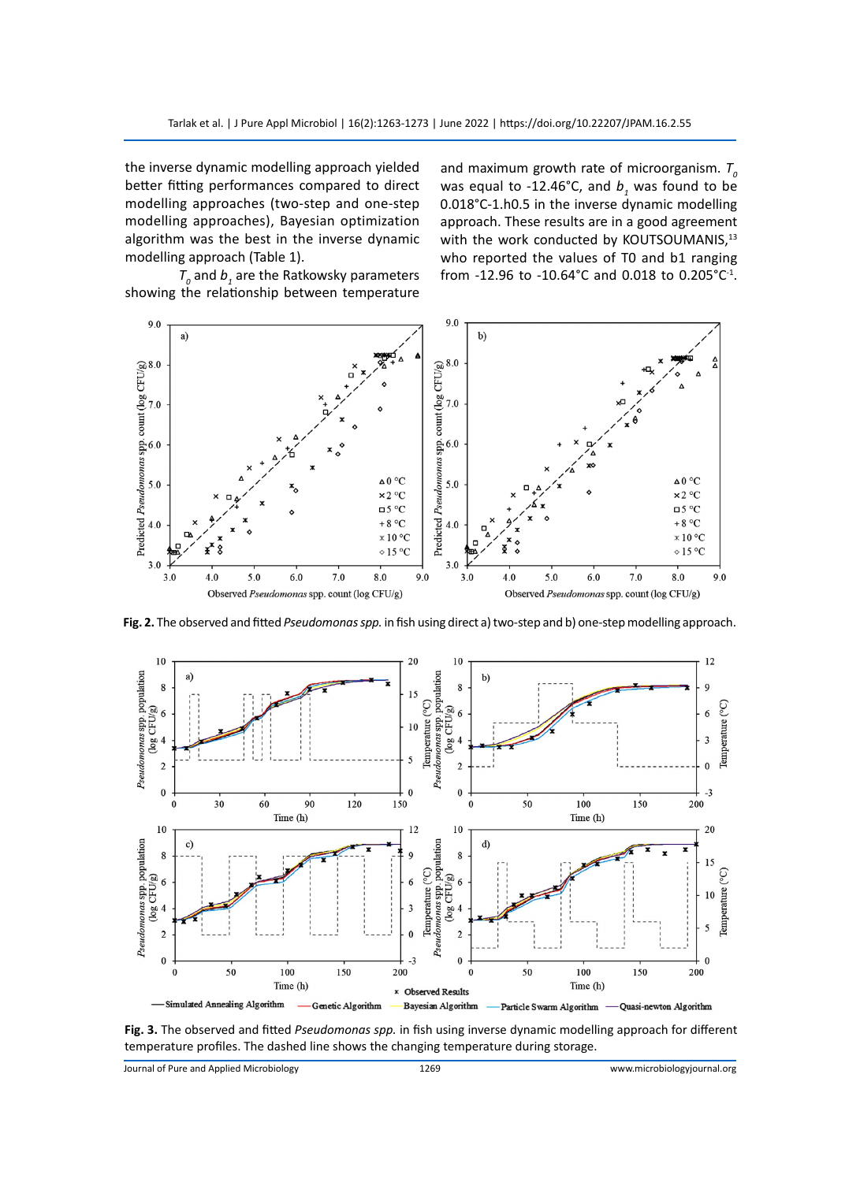the inverse dynamic modelling approach yielded better fitting performances compared to direct modelling approaches (two-step and one-step modelling approaches), Bayesian optimization algorithm was the best in the inverse dynamic modelling approach (Table 1).

$T_0$ and $b_1$ are the Ratkowsky parameters showing the relationship between temperature and maximum growth rate of microorganism. $T_0$ was equal to -12.46°C, and $b_1$ was found to be 0.018°C-1.h0.5 in the inverse dynamic modelling approach. These results are in a good agreement with the work conducted by KOUTSOUMANIS,[13] who reported the values of T0 and b1 ranging from -12.96 to -10.64°C and 0.018 to 0.205°C$^{-1}$.

**Fig. 2.** The observed and fitted *Pseudomonas spp.* in fish using direct a) two-step and b) one-step modelling approach.

**Fig. 3.** The observed and fitted *Pseudomonas spp.* in fish using inverse dynamic modelling approach for different temperature profiles. The dashed line shows the changing temperature during storage.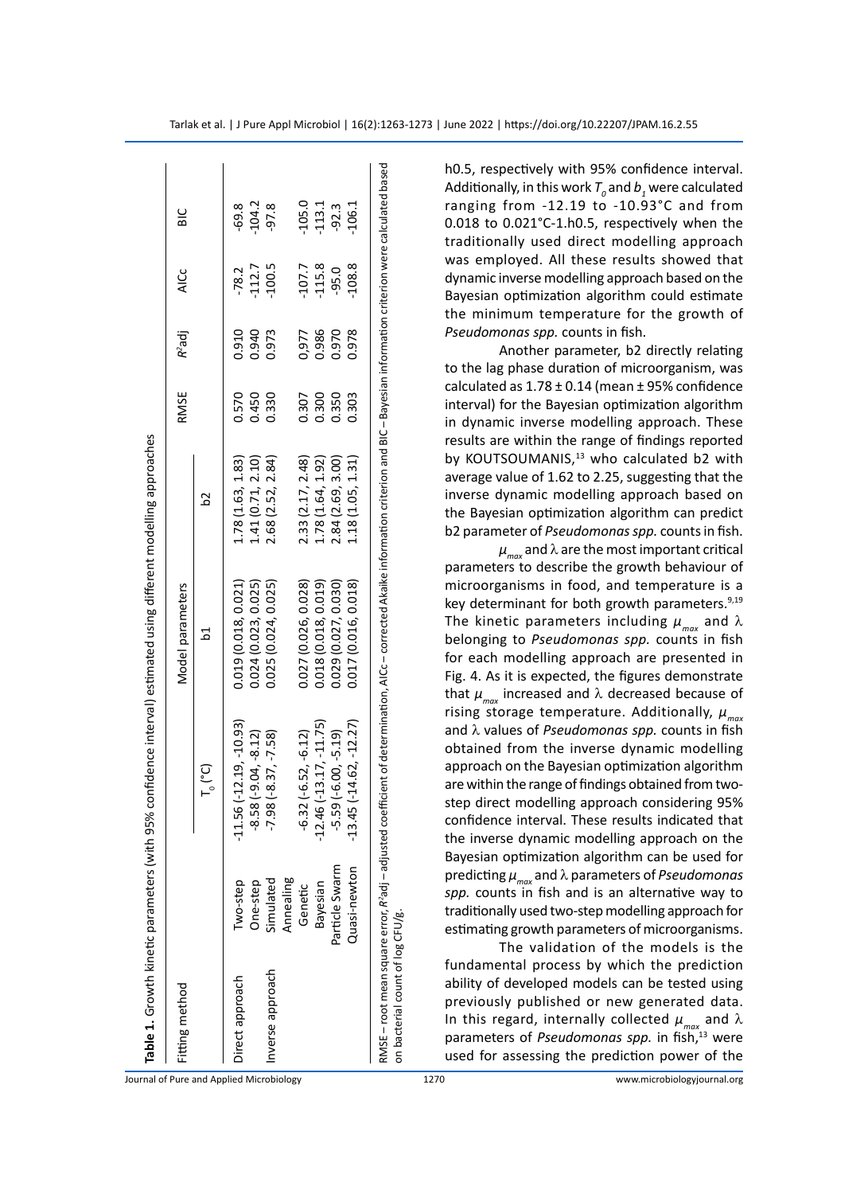**Table 1.** Growth kinetic parameters (with 95% confidence interval) estimated using different modelling approaches

| Fitting method | | Model parameters | | | RMSE | $R^2$adj | AICc | BIC |
|---|---|---|---|---|---|---|---|---|
| | | $T_0$ (°C) | b1 | b2 | | | | |
| Direct approach | Two-step | -11.56 (-12.19, -10.93) | 0.019 (0.018, 0.021) | 1.78 (1.63, 1.83) | 0.570 | 0.910 | -78.2 | -69.8 |
| | One-step | -8.58 (-9.04, -8.12) | 0.024 (0.023, 0.025) | 1.41 (0.71, 2.10) | 0.450 | 0.940 | -112.7 | -104.2 |
| Inverse approach | Simulated Annealing | -7.98 (-8.37, -7.58) | 0.025 (0.024, 0.025) | 2.68 (2.52, 2.84) | 0.330 | 0.973 | -100.5 | -97.8 |
| | Genetic | -6.32 (-6.52, -6.12) | 0.027 (0.026, 0.028) | 2.33 (2.17, 2.48) | 0.307 | 0.977 | -107.7 | -105.0 |
| | Bayesian | -12.46 (-13.17, -11.75) | 0.018 (0.018, 0.019) | 1.78 (1.64, 1.92) | 0.300 | 0.986 | -115.8 | -113.1 |
| | Particle Swarm | -5.59 (-6.00, -5.19) | 0.029 (0.027, 0.030) | 2.84 (2.69, 3.00) | 0.350 | 0.970 | -95.0 | -92.3 |
| | Quasi-newton | -13.45 (-14.62, -12.27) | 0.017 (0.016, 0.018) | 1.18 (1.05, 1.31) | 0.303 | 0.978 | -108.8 | -106.1 |

RMSE – root mean square error, $R^2$adj – adjusted coefficient of determination, AICc – corrected Akaike information criterion and BIC – Bayesian information criterion were calculated based on bacterial count of log CFU/g.

h0.5, respectively with 95% confidence interval. Additionally, in this work $T_0$ and $b_1$ were calculated ranging from -12.19 to -10.93°C and from 0.018 to 0.021°C-1.h0.5, respectively when the traditionally used direct modelling approach was employed. All these results showed that dynamic inverse modelling approach based on the Bayesian optimization algorithm could estimate the minimum temperature for the growth of *Pseudomonas spp.* counts in fish.

Another parameter, b2 directly relating to the lag phase duration of microorganism, was calculated as 1.78 ± 0.14 (mean ± 95% confidence interval) for the Bayesian optimization algorithm in dynamic inverse modelling approach. These results are within the range of findings reported by KOUTSOUMANIS,[13] who calculated b2 with average value of 1.62 to 2.25, suggesting that the inverse dynamic modelling approach based on the Bayesian optimization algorithm can predict b2 parameter of *Pseudomonas spp.* counts in fish.

$\mu_{max}$ and λ are the most important critical parameters to describe the growth behaviour of microorganisms in food, and temperature is a key determinant for both growth parameters.[9,19] The kinetic parameters including $\mu_{max}$ and λ belonging to *Pseudomonas spp.* counts in fish for each modelling approach are presented in Fig. 4. As it is expected, the figures demonstrate that $\mu_{max}$ increased and λ decreased because of rising storage temperature. Additionally, $\mu_{max}$ and λ values of *Pseudomonas spp.* counts in fish obtained from the inverse dynamic modelling approach on the Bayesian optimization algorithm are within the range of findings obtained from two-step direct modelling approach considering 95% confidence interval. These results indicated that the inverse dynamic modelling approach on the Bayesian optimization algorithm can be used for predicting $\mu_{max}$ and λ parameters of *Pseudomonas spp.* counts in fish and is an alternative way to traditionally used two-step modelling approach for estimating growth parameters of microorganisms.

The validation of the models is the fundamental process by which the prediction ability of developed models can be tested using previously published or new generated data. In this regard, internally collected $\mu_{max}$ and λ parameters of *Pseudomonas spp.* in fish,[13] were used for assessing the prediction power of the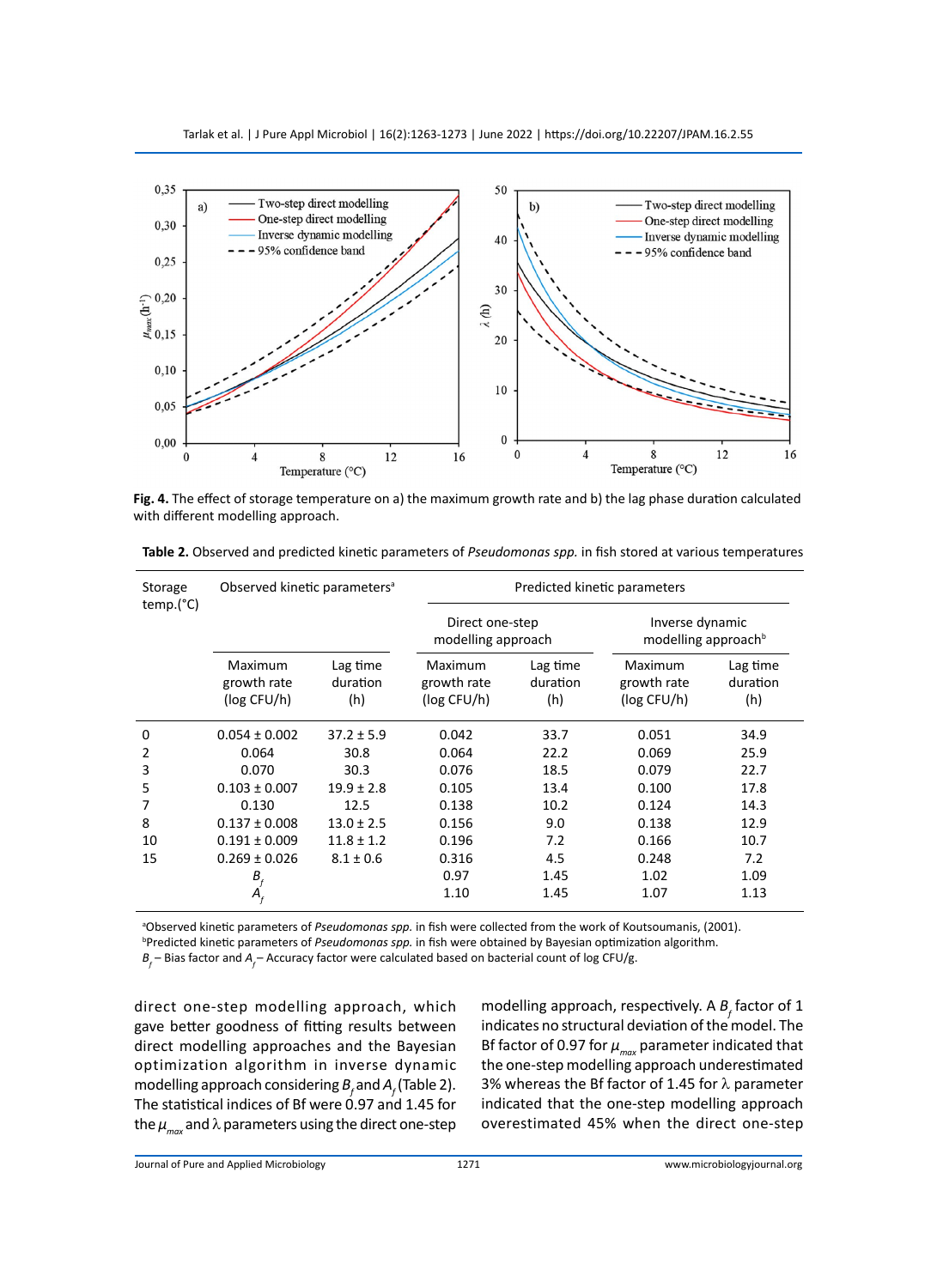**Fig. 4.** The effect of storage temperature on a) the maximum growth rate and b) the lag phase duration calculated with different modelling approach.

**Table 2.** Observed and predicted kinetic parameters of *Pseudomonas spp.* in fish stored at various temperatures

| Storage temp.(°C) | Observed kinetic parameters[a] | | Predicted kinetic parameters | | | |
|---|---|---|---|---|---|---|
| | | | Direct one-step modelling approach | | Inverse dynamic modelling approach[b] | |
| | Maximum growth rate (log CFU/h) | Lag time duration (h) | Maximum growth rate (log CFU/h) | Lag time duration (h) | Maximum growth rate (log CFU/h) | Lag time duration (h) |
| 0 | 0.054 ± 0.002 | 37.2 ± 5.9 | 0.042 | 33.7 | 0.051 | 34.9 |
| 2 | 0.064 | 30.8 | 0.064 | 22.2 | 0.069 | 25.9 |
| 3 | 0.070 | 30.3 | 0.076 | 18.5 | 0.079 | 22.7 |
| 5 | 0.103 ± 0.007 | 19.9 ± 2.8 | 0.105 | 13.4 | 0.100 | 17.8 |
| 7 | 0.130 | 12.5 | 0.138 | 10.2 | 0.124 | 14.3 |
| 8 | 0.137 ± 0.008 | 13.0 ± 2.5 | 0.156 | 9.0 | 0.138 | 12.9 |
| 10 | 0.191 ± 0.009 | 11.8 ± 1.2 | 0.196 | 7.2 | 0.166 | 10.7 |
| 15 | 0.269 ± 0.026 | 8.1 ± 0.6 | 0.316 | 4.5 | 0.248 | 7.2 |
| | $B_f$ | | 0.97 | 1.45 | 1.02 | 1.09 |
| | $A_f$ | | 1.10 | 1.45 | 1.07 | 1.13 |

[a]Observed kinetic parameters of *Pseudomonas spp.* in fish were collected from the work of Koutsoumanis, (2001).
[b]Predicted kinetic parameters of *Pseudomonas spp.* in fish were obtained by Bayesian optimization algorithm.
$B_f$ – Bias factor and $A_f$ – Accuracy factor were calculated based on bacterial count of log CFU/g.

direct one-step modelling approach, which gave better goodness of fitting results between direct modelling approaches and the Bayesian optimization algorithm in inverse dynamic modelling approach considering $B_f$ and $A_f$ (Table 2). The statistical indices of Bf were 0.97 and 1.45 for the $\mu_{max}$ and $\lambda$ parameters using the direct one-step modelling approach, respectively. A $B_f$ factor of 1 indicates no structural deviation of the model. The Bf factor of 0.97 for $\mu_{max}$ parameter indicated that the one-step modelling approach underestimated 3% whereas the Bf factor of 1.45 for $\lambda$ parameter indicated that the one-step modelling approach overestimated 45% when the direct one-step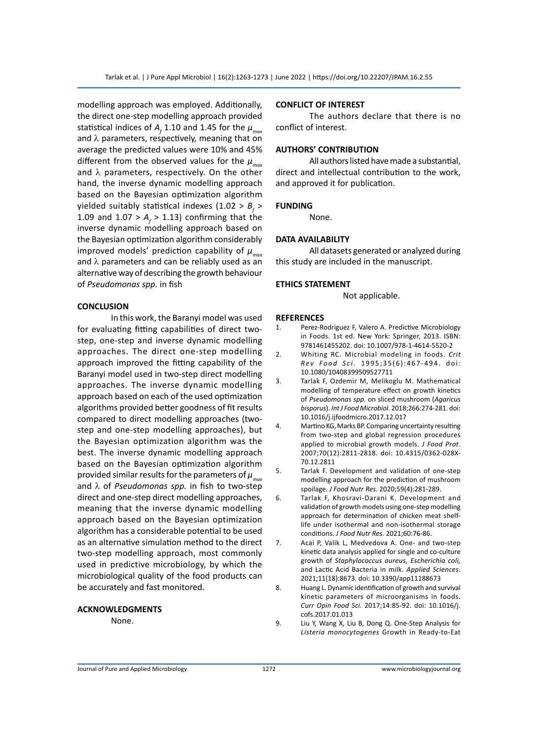modelling approach was employed. Additionally, the direct one-step modelling approach provided statistical indices of $A_f$ 1.10 and 1.45 for the $\mu_{max}$ and $\lambda$ parameters, respectively, meaning that on average the predicted values were 10% and 45% different from the observed values for the $\mu_{max}$ and $\lambda$ parameters, respectively. On the other hand, the inverse dynamic modelling approach based on the Bayesian optimization algorithm yielded suitably statistical indexes ($1.02 > B_f > 1.09$ and $1.07 > A_f > 1.13$) confirming that the inverse dynamic modelling approach based on the Bayesian optimization algorithm considerably improved models' prediction capability of $\mu_{max}$ and $\lambda$ parameters and can be reliably used as an alternative way of describing the growth behaviour of *Pseudomonas spp.* in fish

## CONCLUSION

In this work, the Baranyi model was used for evaluating fitting capabilities of direct two-step, one-step and inverse dynamic modelling approaches. The direct one-step modelling approach improved the fitting capability of the Baranyi model used in two-step direct modelling approaches. The inverse dynamic modelling approach based on each of the used optimization algorithms provided better goodness of fit results compared to direct modelling approaches (two-step and one-step modelling approaches), but the Bayesian optimization algorithm was the best. The inverse dynamic modelling approach based on the Bayesian optimization algorithm provided similar results for the parameters of $\mu_{max}$ and $\lambda$ of *Pseudomonas spp.* in fish to two-step direct and one-step direct modelling approaches, meaning that the inverse dynamic modelling approach based on the Bayesian optimization algorithm has a considerable potential to be used as an alternative simulation method to the direct two-step modelling approach, most commonly used in predictive microbiology, by which the microbiological quality of the food products can be accurately and fast monitored.

## ACKNOWLEDGMENTS

None.

## CONFLICT OF INTEREST

The authors declare that there is no conflict of interest.

## AUTHORS' CONTRIBUTION

All authors listed have made a substantial, direct and intellectual contribution to the work, and approved it for publication.

## FUNDING

None.

## DATA AVAILABILITY

All datasets generated or analyzed during this study are included in the manuscript.

## ETHICS STATEMENT

Not applicable.

## REFERENCES

1. Perez-Rodriguez F, Valero A. Predictive Microbiology in Foods. 1st ed. New York: Springer, 2013. ISBN: 9781461455202. doi: 10.1007/978-1-4614-5520-2
2. Whiting RC. Microbial modeling in foods. *Crit Rev Food Sci*. 1995;35(6):467-494. doi: 10.1080/10408399509527711
3. Tarlak F, Ozdemir M, Melikoglu M. Mathematical modelling of temperature effect on growth kinetics of *Pseudomonas spp.* on sliced mushroom (*Agaricus bisporus*). *Int J Food Microbiol*. 2018;266:274-281. doi: 10.1016/j.ijfoodmicro.2017.12.017
4. Martino KG, Marks BP. Comparing uncertainty resulting from two-step and global regression procedures applied to microbial growth models. *J Food Prot*. 2007;70(12):2811-2818. doi: 10.4315/0362-028X-70.12.2811
5. Tarlak F. Development and validation of one-step modelling approach for the prediction of mushroom spoilage. *J Food Nutr Res*. 2020;59(4):281-289.
6. Tarlak F, Khosravi-Darani K. Development and validation of growth models using one-step modelling approach for determination of chicken meat shelf-life under isothermal and non-isothermal storage conditions. *J Food Nutr Res.* 2021;60:76-86.
7. Acai P, Valik L, Medvedova A. One- and two-step kinetic data analysis applied for single and co-culture growth of *Staphylococcus aureus, Escherichia coli,* and Lactic Acid Bacteria in milk. *Applied Sciences*. 2021;11(18):8673. doi: 10.3390/app11188673
8. Huang L. Dynamic identification of growth and survival kinetic parameters of microorganisms in foods. *Curr Opin Food Sci.* 2017;14:85-92. doi: 10.1016/j.cofs.2017.01.013
9. Liu Y, Wang X, Liu B, Dong Q. One-Step Analysis for *Listeria monocytogenes* Growth in Ready-to-Eat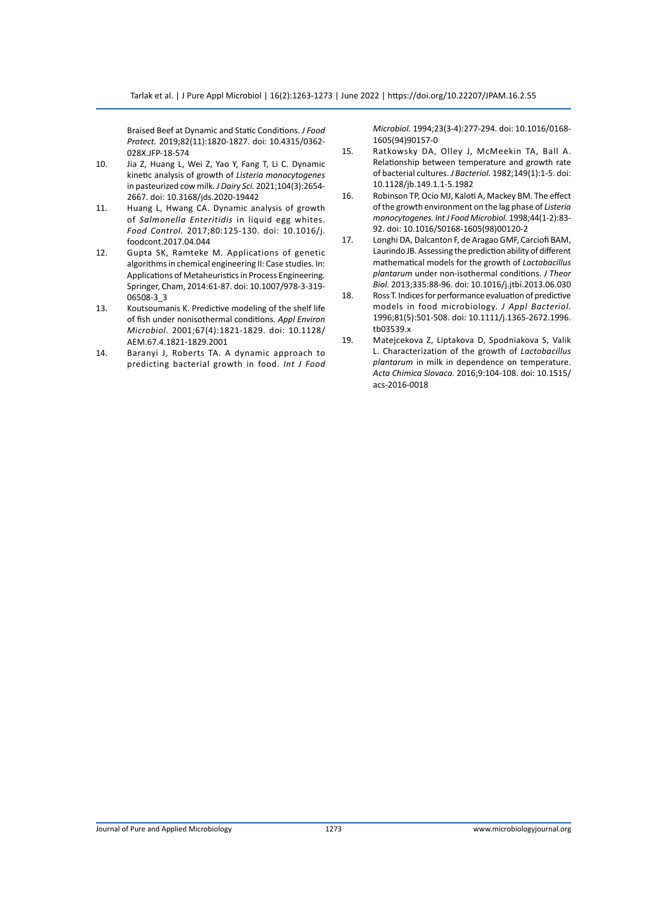Braised Beef at Dynamic and Static Conditions. *J Food Protect.* 2019;82(11):1820-1827. doi: 10.4315/0362-028X.JFP-18-574

10. Jia Z, Huang L, Wei Z, Yao Y, Fang T, Li C. Dynamic kinetic analysis of growth of *Listeria monocytogenes* in pasteurized cow milk. *J Dairy Sci.* 2021;104(3):2654-2667. doi: 10.3168/jds.2020-19442
11. Huang L, Hwang CA. Dynamic analysis of growth of *Salmonella Enteritidis* in liquid egg whites. *Food Control.* 2017;80:125-130. doi: 10.1016/j.foodcont.2017.04.044
12. Gupta SK, Ramteke M. Applications of genetic algorithms in chemical engineering II: Case studies. In: Applications of Metaheuristics in Process Engineering. Springer, Cham, 2014:61-87. doi: 10.1007/978-3-319-06508-3_3
13. Koutsoumanis K. Predictive modeling of the shelf life of fish under nonisothermal conditions. *Appl Environ Microbiol.* 2001;67(4):1821-1829. doi: 10.1128/AEM.67.4.1821-1829.2001
14. Baranyi J, Roberts TA. A dynamic approach to predicting bacterial growth in food. *Int J Food Microbiol.* 1994;23(3-4):277-294. doi: 10.1016/0168-1605(94)90157-0
15. Ratkowsky DA, Olley J, McMeekin TA, Ball A. Relationship between temperature and growth rate of bacterial cultures. *J Bacteriol.* 1982;149(1):1-5. doi: 10.1128/jb.149.1.1-5.1982
16. Robinson TP, Ocio MJ, Kaloti A, Mackey BM. The effect of the growth environment on the lag phase of *Listeria monocytogenes. Int J Food Microbiol.* 1998;44(1-2):83-92. doi: 10.1016/S0168-1605(98)00120-2
17. Longhi DA, Dalcanton F, de Aragao GMF, Carciofi BAM, Laurindo JB. Assessing the prediction ability of different mathematical models for the growth of *Lactobacillus plantarum* under non-isothermal conditions. *J Theor Biol.* 2013;335:88-96. doi: 10.1016/j.jtbi.2013.06.030
18. Ross T. Indices for performance evaluation of predictive models in food microbiology. *J Appl Bacteriol.* 1996;81(5):501-508. doi: 10.1111/j.1365-2672.1996.tb03539.x
19. Matejcekova Z, Liptakova D, Spodniakova S, Valik L. Characterization of the growth of *Lactobacillus plantarum* in milk in dependence on temperature. *Acta Chimica Slovaca.* 2016;9:104-108. doi: 10.1515/acs-2016-0018